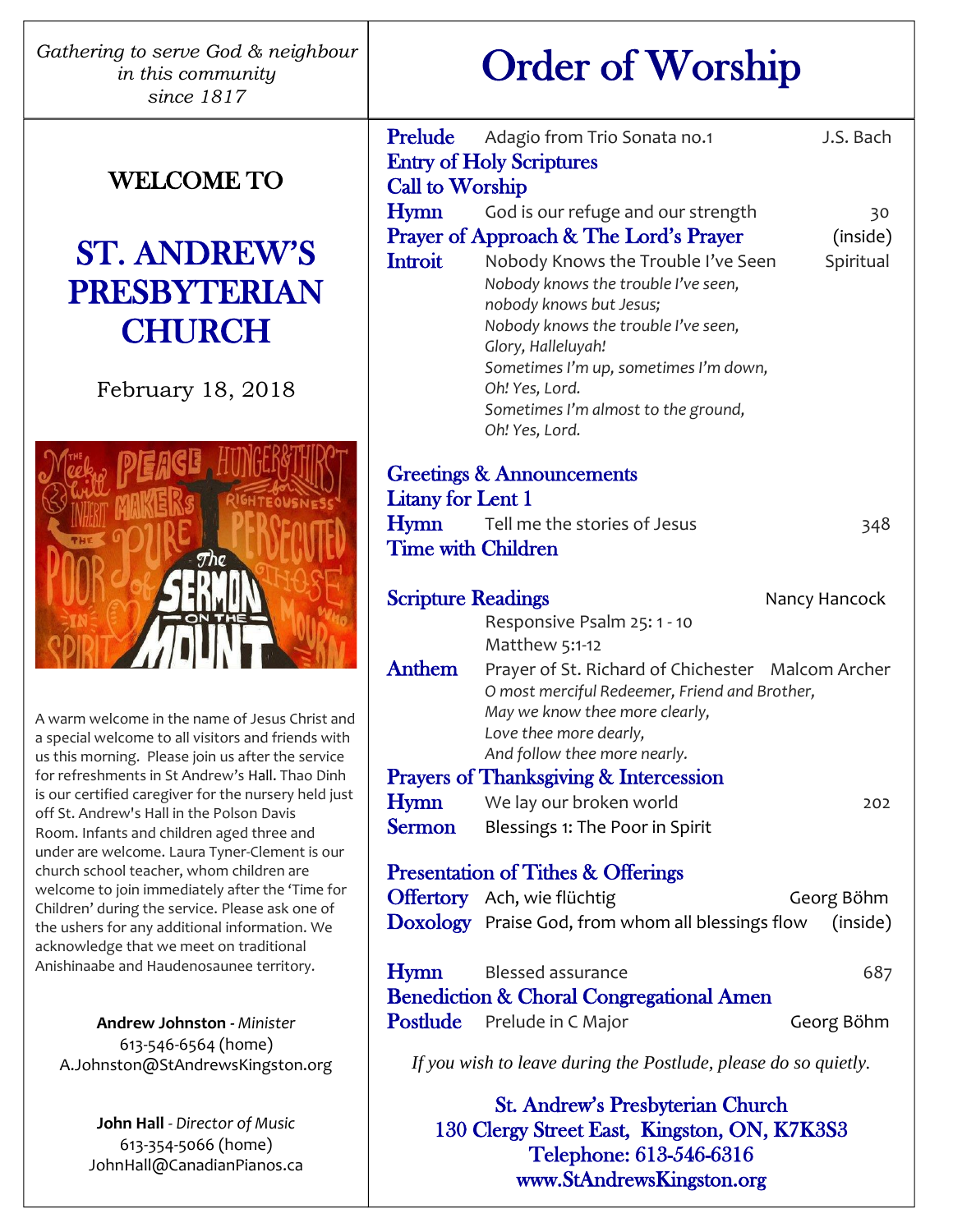*Gathering to serve God & neighbour in this community since 1817*

WELCOME TO

# ST. ANDREW'S PRESBYTERIAN CHURCH

February 18, 2018

A warm welcome in the name of Jesus Christ and a special welcome to all visitors and friends with us this morning. Please join us after the service for refreshments in St Andrew's Hall. Thao Dinh is our certified caregiver for the nursery held just off St. Andrew's Hall in the Polson Davis Room. Infants and children aged three and under are welcome. Laura Tyner-Clement is our church school teacher, whom children are welcome to join immediately after the 'Time for Children' during the service. Please ask one of the ushers for any additional information. We acknowledge that we meet on traditional Anishinaabe and Haudenosaunee territory.

**Andrew Johnston** - *Minister*
613-546-6564 (home)
A.Johnston@StAndrewsKingston.org

**John Hall** - *Director of Music*
613-354-5066 (home)
JohnHall@CanadianPianos.ca

# Order of Worship

**Prelude** Adagio from Trio Sonata no.1 — J.S. Bach
**Entry of Holy Scriptures**
**Call to Worship**
**Hymn** God is our refuge and our strength — 30
**Prayer of Approach & The Lord's Prayer** — (inside)
**Introit** Nobody Knows the Trouble I've Seen — Spiritual

*Nobody knows the trouble I've seen,*
*nobody knows but Jesus;*
*Nobody knows the trouble I've seen,*
*Glory, Halleluyah!*
*Sometimes I'm up, sometimes I'm down,*
*Oh! Yes, Lord.*
*Sometimes I'm almost to the ground,*
*Oh! Yes, Lord.*

**Greetings & Announcements**
**Litany for Lent 1**
**Hymn** Tell me the stories of Jesus — 348
**Time with Children**

**Scripture Readings** — Nancy Hancock
Responsive Psalm 25: 1 - 10
Matthew 5:1-12

**Anthem** Prayer of St. Richard of Chichester — Malcom Archer

*O most merciful Redeemer, Friend and Brother,*
*May we know thee more clearly,*
*Love thee more dearly,*
*And follow thee more nearly.*

**Prayers of Thanksgiving & Intercession**
**Hymn** We lay our broken world — 202
**Sermon** Blessings 1: The Poor in Spirit

**Presentation of Tithes & Offerings**
**Offertory** Ach, wie flüchtig — Georg Böhm
**Doxology** Praise God, from whom all blessings flow — (inside)

**Hymn** Blessed assurance — 687
**Benediction & Choral Congregational Amen**
**Postlude** Prelude in C Major — Georg Böhm

*If you wish to leave during the Postlude, please do so quietly.*

St. Andrew's Presbyterian Church
130 Clergy Street East, Kingston, ON, K7K3S3
Telephone: 613-546-6316
www.StAndrewsKingston.org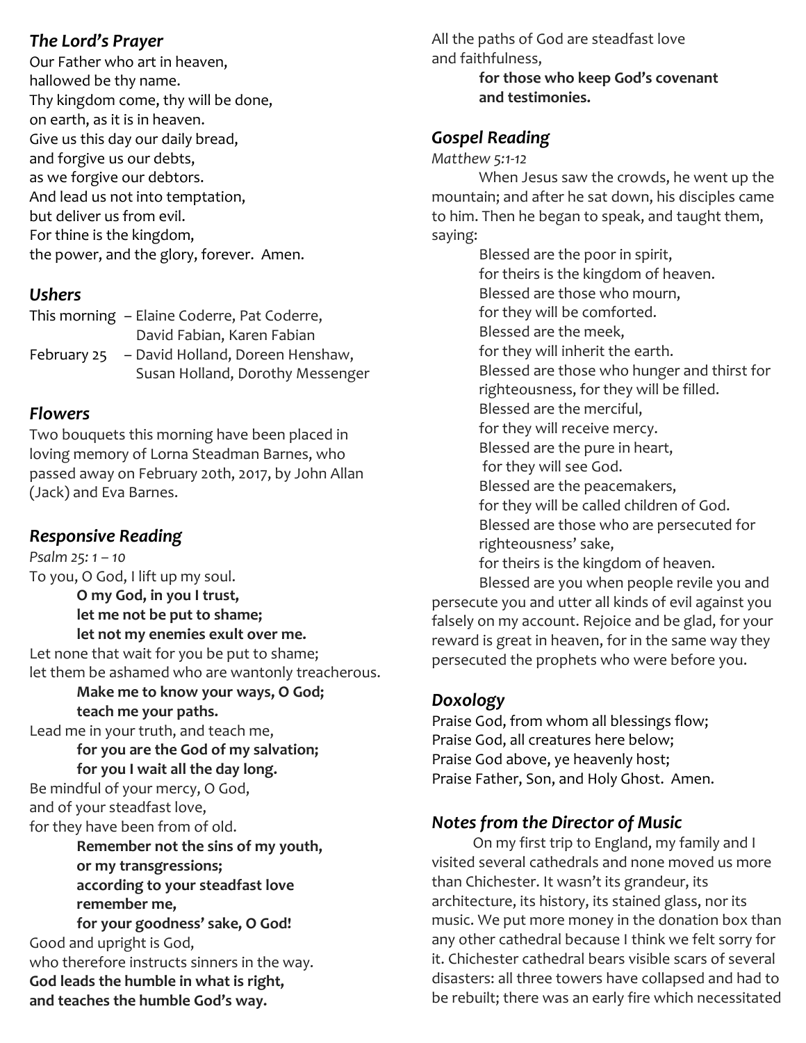### *The Lord's Prayer*

Our Father who art in heaven,
hallowed be thy name.
Thy kingdom come, thy will be done,
on earth, as it is in heaven.
Give us this day our daily bread,
and forgive us our debts,
as we forgive our debtors.
And lead us not into temptation,
but deliver us from evil.
For thine is the kingdom,
the power, and the glory, forever. Amen.

### *Ushers*

| | |
|---|---|
| This morning | – Elaine Coderre, Pat Coderre, David Fabian, Karen Fabian |
| February 25 | – David Holland, Doreen Henshaw, Susan Holland, Dorothy Messenger |

### *Flowers*

Two bouquets this morning have been placed in loving memory of Lorna Steadman Barnes, who passed away on February 20th, 2017, by John Allan (Jack) and Eva Barnes.

### *Responsive Reading*

*Psalm 25: 1 – 10*

To you, O God, I lift up my soul.

**O my God, in you I trust,**
**let me not be put to shame;**
**let not my enemies exult over me.**

Let none that wait for you be put to shame;
let them be ashamed who are wantonly treacherous.

**Make me to know your ways, O God;**
**teach me your paths.**

Lead me in your truth, and teach me,

**for you are the God of my salvation;**
**for you I wait all the day long.**

Be mindful of your mercy, O God,
and of your steadfast love,
for they have been from of old.

**Remember not the sins of my youth,**
**or my transgressions;**
**according to your steadfast love**
**remember me,**
**for your goodness' sake, O God!**

Good and upright is God,
who therefore instructs sinners in the way.

**God leads the humble in what is right,**
**and teaches the humble God's way.**

All the paths of God are steadfast love
and faithfulness,

**for those who keep God's covenant**
**and testimonies.**

### *Gospel Reading*

*Matthew 5:1-12*

When Jesus saw the crowds, he went up the mountain; and after he sat down, his disciples came to him. Then he began to speak, and taught them, saying:

Blessed are the poor in spirit,
for theirs is the kingdom of heaven.
Blessed are those who mourn,
for they will be comforted.
Blessed are the meek,
for they will inherit the earth.
Blessed are those who hunger and thirst for righteousness, for they will be filled.
Blessed are the merciful,
for they will receive mercy.
Blessed are the pure in heart,
for they will see God.
Blessed are the peacemakers,
for they will be called children of God.
Blessed are those who are persecuted for righteousness' sake,
for theirs is the kingdom of heaven.

Blessed are you when people revile you and persecute you and utter all kinds of evil against you falsely on my account. Rejoice and be glad, for your reward is great in heaven, for in the same way they persecuted the prophets who were before you.

### *Doxology*

Praise God, from whom all blessings flow;
Praise God, all creatures here below;
Praise God above, ye heavenly host;
Praise Father, Son, and Holy Ghost. Amen.

### *Notes from the Director of Music*

On my first trip to England, my family and I visited several cathedrals and none moved us more than Chichester. It wasn't its grandeur, its architecture, its history, its stained glass, nor its music. We put more money in the donation box than any other cathedral because I think we felt sorry for it. Chichester cathedral bears visible scars of several disasters: all three towers have collapsed and had to be rebuilt; there was an early fire which necessitated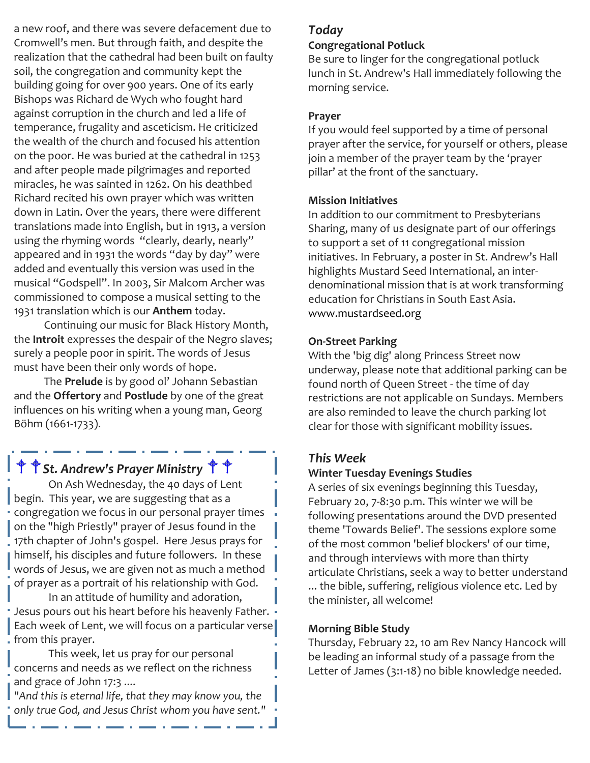a new roof, and there was severe defacement due to Cromwell's men. But through faith, and despite the realization that the cathedral had been built on faulty soil, the congregation and community kept the building going for over 900 years. One of its early Bishops was Richard de Wych who fought hard against corruption in the church and led a life of temperance, frugality and asceticism. He criticized the wealth of the church and focused his attention on the poor. He was buried at the cathedral in 1253 and after people made pilgrimages and reported miracles, he was sainted in 1262. On his deathbed Richard recited his own prayer which was written down in Latin. Over the years, there were different translations made into English, but in 1913, a version using the rhyming words "clearly, dearly, nearly" appeared and in 1931 the words "day by day" were added and eventually this version was used in the musical "Godspell". In 2003, Sir Malcom Archer was commissioned to compose a musical setting to the 1931 translation which is our **Anthem** today.

Continuing our music for Black History Month, the **Introit** expresses the despair of the Negro slaves; surely a people poor in spirit. The words of Jesus must have been their only words of hope.

The **Prelude** is by good ol' Johann Sebastian and the **Offertory** and **Postlude** by one of the great influences on his writing when a young man, Georg Böhm (1661-1733).

## ✝✝ *St. Andrew's Prayer Ministry* ✝✝

On Ash Wednesday, the 40 days of Lent begin. This year, we are suggesting that as a congregation we focus in our personal prayer times on the "high Priestly" prayer of Jesus found in the 17th chapter of John's gospel. Here Jesus prays for himself, his disciples and future followers. In these words of Jesus, we are given not as much a method of prayer as a portrait of his relationship with God.

In an attitude of humility and adoration, Jesus pours out his heart before his heavenly Father. Each week of Lent, we will focus on a particular verse from this prayer.

This week, let us pray for our personal concerns and needs as we reflect on the richness and grace of John 17:3 ....

*"And this is eternal life, that they may know you, the only true God, and Jesus Christ whom you have sent."*

## *Today*

### Congregational Potluck

Be sure to linger for the congregational potluck lunch in St. Andrew's Hall immediately following the morning service.

### Prayer

If you would feel supported by a time of personal prayer after the service, for yourself or others, please join a member of the prayer team by the 'prayer pillar' at the front of the sanctuary.

### Mission Initiatives

In addition to our commitment to Presbyterians Sharing, many of us designate part of our offerings to support a set of 11 congregational mission initiatives. In February, a poster in St. Andrew's Hall highlights Mustard Seed International, an inter-denominational mission that is at work transforming education for Christians in South East Asia. www.mustardseed.org

### On-Street Parking

With the 'big dig' along Princess Street now underway, please note that additional parking can be found north of Queen Street - the time of day restrictions are not applicable on Sundays. Members are also reminded to leave the church parking lot clear for those with significant mobility issues.

## *This Week*

### Winter Tuesday Evenings Studies

A series of six evenings beginning this Tuesday, February 20, 7-8:30 p.m. This winter we will be following presentations around the DVD presented theme 'Towards Belief'. The sessions explore some of the most common 'belief blockers' of our time, and through interviews with more than thirty articulate Christians, seek a way to better understand ... the bible, suffering, religious violence etc. Led by the minister, all welcome!

### Morning Bible Study

Thursday, February 22, 10 am Rev Nancy Hancock will be leading an informal study of a passage from the Letter of James (3:1-18) no bible knowledge needed.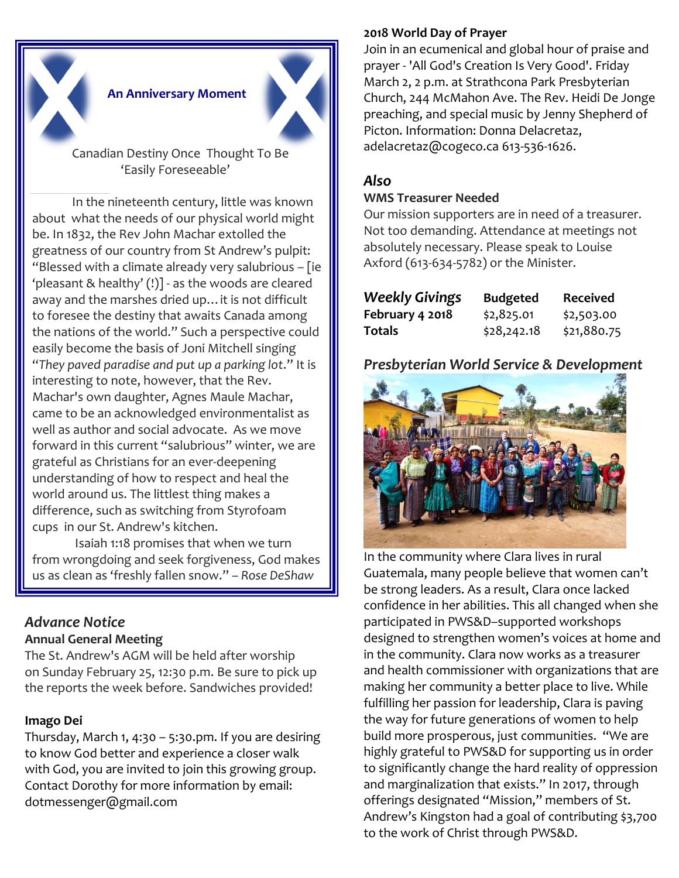### An Anniversary Moment

Canadian Destiny Once Thought To Be 'Easily Foreseeable'

In the nineteenth century, little was known about what the needs of our physical world might be. In 1832, the Rev John Machar extolled the greatness of our country from St Andrew's pulpit: "Blessed with a climate already very salubrious – [ie 'pleasant & healthy' (!)] - as the woods are cleared away and the marshes dried up…it is not difficult to foresee the destiny that awaits Canada among the nations of the world." Such a perspective could easily become the basis of Joni Mitchell singing "*They paved paradise and put up a parking lot*." It is interesting to note, however, that the Rev. Machar's own daughter, Agnes Maule Machar, came to be an acknowledged environmentalist as well as author and social advocate. As we move forward in this current "salubrious" winter, we are grateful as Christians for an ever-deepening understanding of how to respect and heal the world around us. The littlest thing makes a difference, such as switching from Styrofoam cups in our St. Andrew's kitchen.

Isaiah 1:18 promises that when we turn from wrongdoing and seek forgiveness, God makes us as clean as 'freshly fallen snow." – *Rose DeShaw*

## *Advance Notice*

**Annual General Meeting**

The St. Andrew's AGM will be held after worship on Sunday February 25, 12:30 p.m. Be sure to pick up the reports the week before. Sandwiches provided!

**Imago Dei**

Thursday, March 1, 4:30 – 5:30.pm. If you are desiring to know God better and experience a closer walk with God, you are invited to join this growing group. Contact Dorothy for more information by email: dotmessenger@gmail.com

**2018 World Day of Prayer**

Join in an ecumenical and global hour of praise and prayer - 'All God's Creation Is Very Good'. Friday March 2, 2 p.m. at Strathcona Park Presbyterian Church, 244 McMahon Ave. The Rev. Heidi De Jonge preaching, and special music by Jenny Shepherd of Picton. Information: Donna Delacretaz, adelacretaz@cogeco.ca 613-536-1626.

## *Also*

**WMS Treasurer Needed**

Our mission supporters are in need of a treasurer. Not too demanding. Attendance at meetings not absolutely necessary. Please speak to Louise Axford (613-634-5782) or the Minister.

| *Weekly Givings* | Budgeted | Received |
|---|---|---|
| **February 4 2018** | $2,825.01 | $2,503.00 |
| **Totals** | $28,242.18 | $21,880.75 |

## *Presbyterian World Service & Development*

In the community where Clara lives in rural Guatemala, many people believe that women can't be strong leaders. As a result, Clara once lacked confidence in her abilities. This all changed when she participated in PWS&D–supported workshops designed to strengthen women's voices at home and in the community. Clara now works as a treasurer and health commissioner with organizations that are making her community a better place to live. While fulfilling her passion for leadership, Clara is paving the way for future generations of women to help build more prosperous, just communities. "We are highly grateful to PWS&D for supporting us in order to significantly change the hard reality of oppression and marginalization that exists." In 2017, through offerings designated "Mission," members of St. Andrew's Kingston had a goal of contributing $3,700 to the work of Christ through PWS&D.